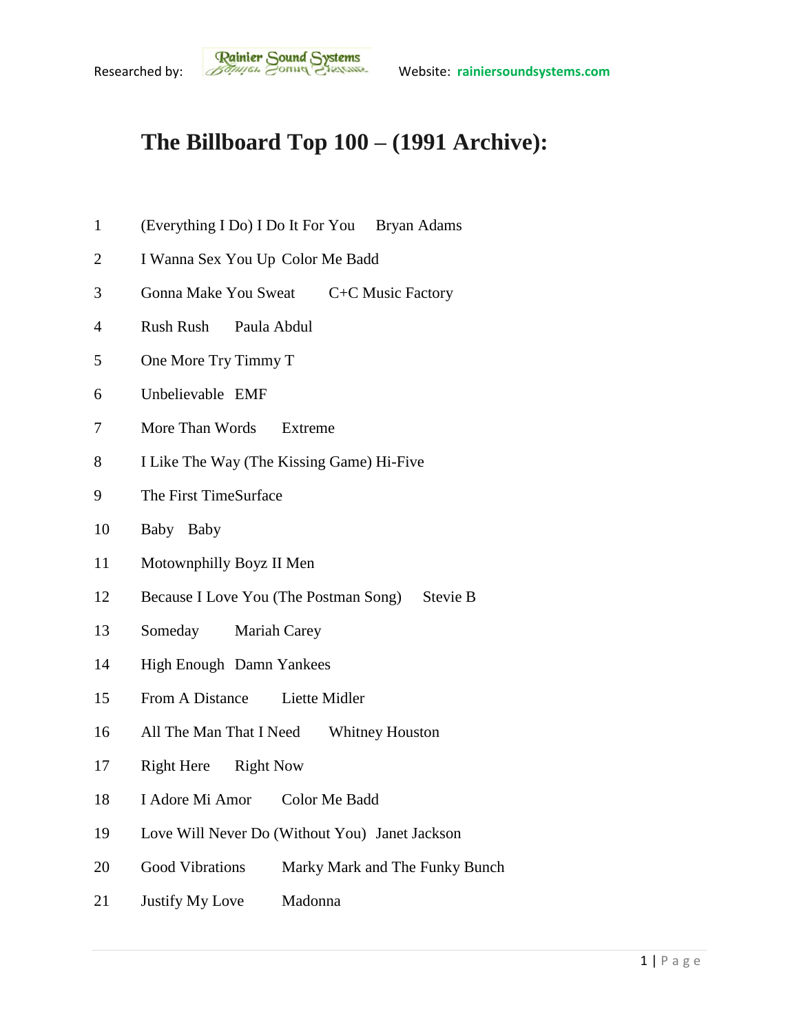Researched by: Rainier Sound Systems Website: rainiersoundsystems.com

# The Billboard Top 100 – (1991 Archive):

| | | |
|---|---|---|
| 1 | (Everything I Do) I Do It For You | Bryan Adams |
| 2 | I Wanna Sex You Up | Color Me Badd |
| 3 | Gonna Make You Sweat | C+C Music Factory |
| 4 | Rush Rush | Paula Abdul |
| 5 | One More Try | Timmy T |
| 6 | Unbelievable | EMF |
| 7 | More Than Words | Extreme |
| 8 | I Like The Way (The Kissing Game) | Hi-Five |
| 9 | The First Time | Surface |
| 10 | Baby | Baby |
| 11 | Motownphilly | Boyz II Men |
| 12 | Because I Love You (The Postman Song) | Stevie B |
| 13 | Someday | Mariah Carey |
| 14 | High Enough | Damn Yankees |
| 15 | From A Distance | Liette Midler |
| 16 | All The Man That I Need | Whitney Houston |
| 17 | Right Here | Right Now |
| 18 | I Adore Mi Amor | Color Me Badd |
| 19 | Love Will Never Do (Without You) | Janet Jackson |
| 20 | Good Vibrations | Marky Mark and The Funky Bunch |
| 21 | Justify My Love | Madonna |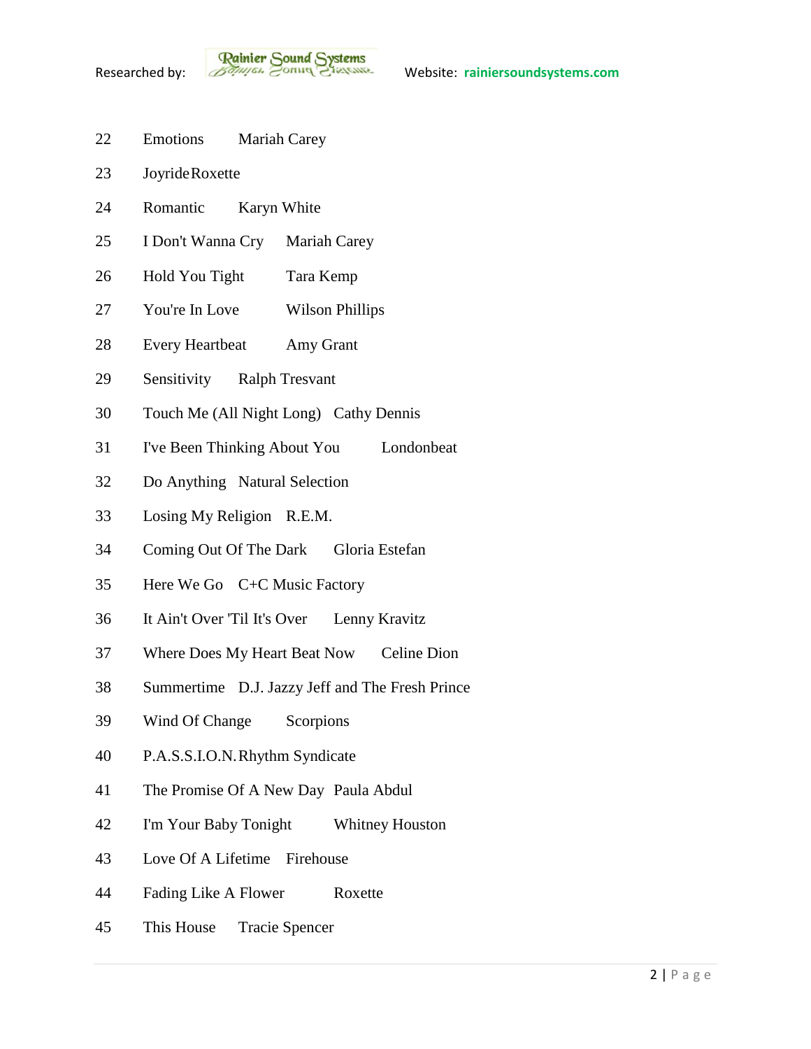22 Emotions Mariah Carey

23 Joyride Roxette

24 Romantic Karyn White

25 I Don't Wanna Cry Mariah Carey

26 Hold You Tight Tara Kemp

27 You're In Love Wilson Phillips

28 Every Heartbeat Amy Grant

29 Sensitivity Ralph Tresvant

30 Touch Me (All Night Long) Cathy Dennis

31 I've Been Thinking About You Londonbeat

32 Do Anything Natural Selection

33 Losing My Religion R.E.M.

34 Coming Out Of The Dark Gloria Estefan

35 Here We Go C+C Music Factory

36 It Ain't Over 'Til It's Over Lenny Kravitz

37 Where Does My Heart Beat Now Celine Dion

38 Summertime D.J. Jazzy Jeff and The Fresh Prince

39 Wind Of Change Scorpions

40 P.A.S.S.I.O.N. Rhythm Syndicate

41 The Promise Of A New Day Paula Abdul

42 I'm Your Baby Tonight Whitney Houston

43 Love Of A Lifetime Firehouse

44 Fading Like A Flower Roxette

45 This House Tracie Spencer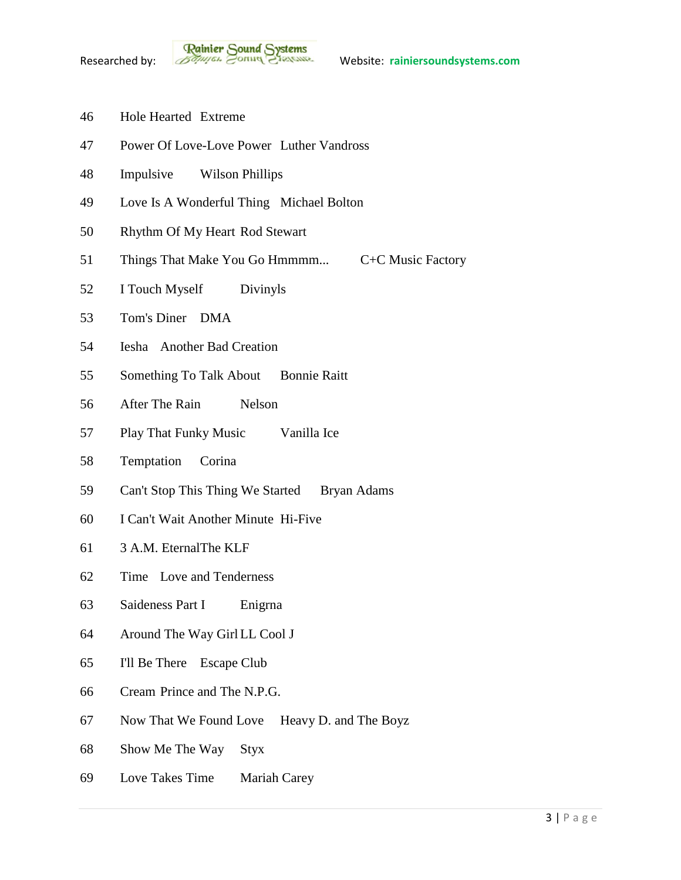46 Hole Hearted Extreme

47 Power Of Love-Love Power Luther Vandross

48 Impulsive Wilson Phillips

49 Love Is A Wonderful Thing Michael Bolton

50 Rhythm Of My Heart Rod Stewart

51 Things That Make You Go Hmmmm... C+C Music Factory

52 I Touch Myself Divinyls

53 Tom's Diner DMA

54 Iesha Another Bad Creation

55 Something To Talk About Bonnie Raitt

56 After The Rain Nelson

57 Play That Funky Music Vanilla Ice

58 Temptation Corina

59 Can't Stop This Thing We Started Bryan Adams

60 I Can't Wait Another Minute Hi-Five

61 3 A.M. EternalThe KLF

62 Time Love and Tenderness

63 Saideness Part I Enigrna

64 Around The Way Girl LL Cool J

65 I'll Be There Escape Club

66 Cream Prince and The N.P.G.

67 Now That We Found Love Heavy D. and The Boyz

68 Show Me The Way Styx

69 Love Takes Time Mariah Carey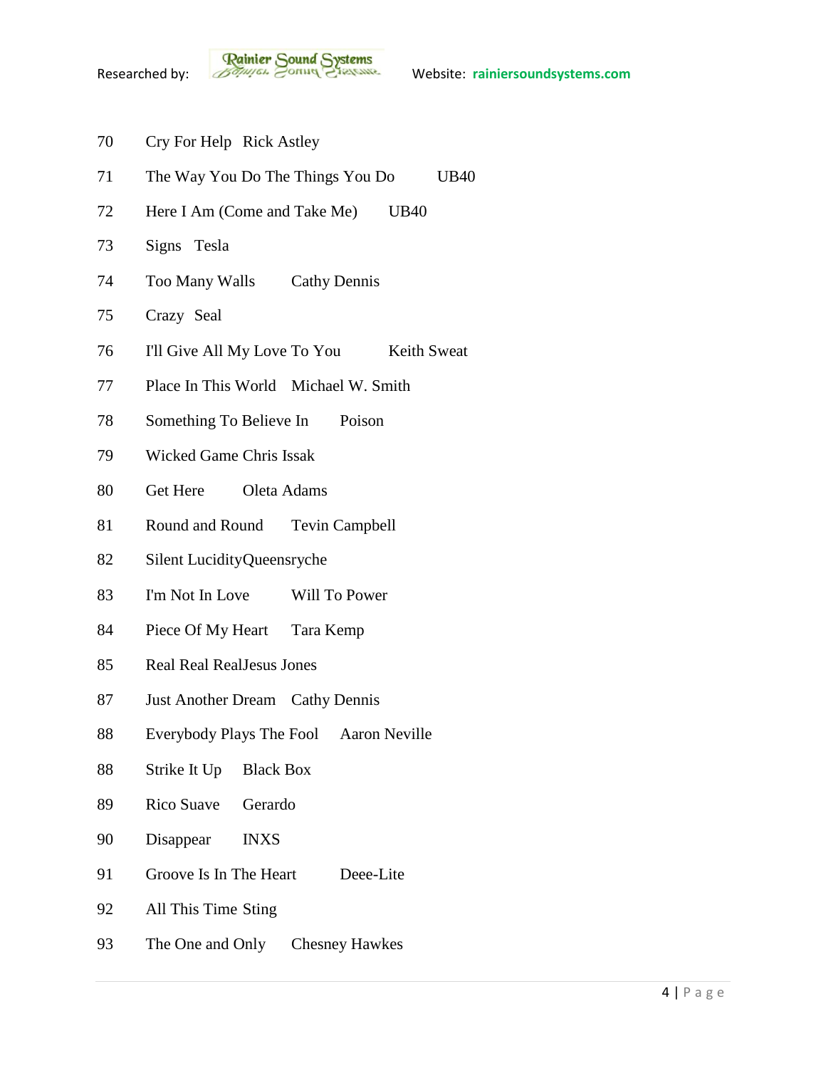70 Cry For Help Rick Astley

71 The Way You Do The Things You Do UB40

72 Here I Am (Come and Take Me) UB40

73 Signs Tesla

74 Too Many Walls Cathy Dennis

75 Crazy Seal

76 I'll Give All My Love To You Keith Sweat

77 Place In This World Michael W. Smith

78 Something To Believe In Poison

79 Wicked Game Chris Issak

80 Get Here Oleta Adams

81 Round and Round Tevin Campbell

82 Silent LucidityQueensryche

83 I'm Not In Love Will To Power

84 Piece Of My Heart Tara Kemp

85 Real Real RealJesus Jones

87 Just Another Dream Cathy Dennis

88 Everybody Plays The Fool Aaron Neville

88 Strike It Up Black Box

89 Rico Suave Gerardo

90 Disappear INXS

91 Groove Is In The Heart Deee-Lite

92 All This Time Sting

93 The One and Only Chesney Hawkes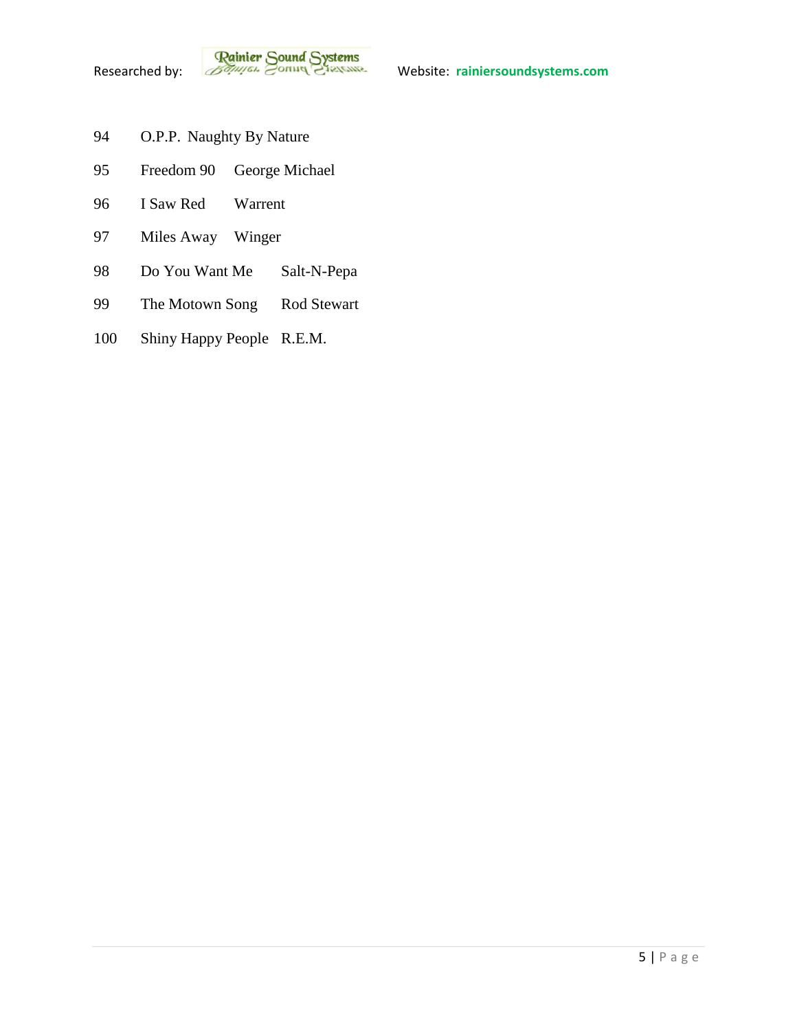94 O.P.P. Naughty By Nature

95 Freedom 90 George Michael

96 I Saw Red Warrent

97 Miles Away Winger

98 Do You Want Me Salt-N-Pepa

99 The Motown Song Rod Stewart

100 Shiny Happy People R.E.M.